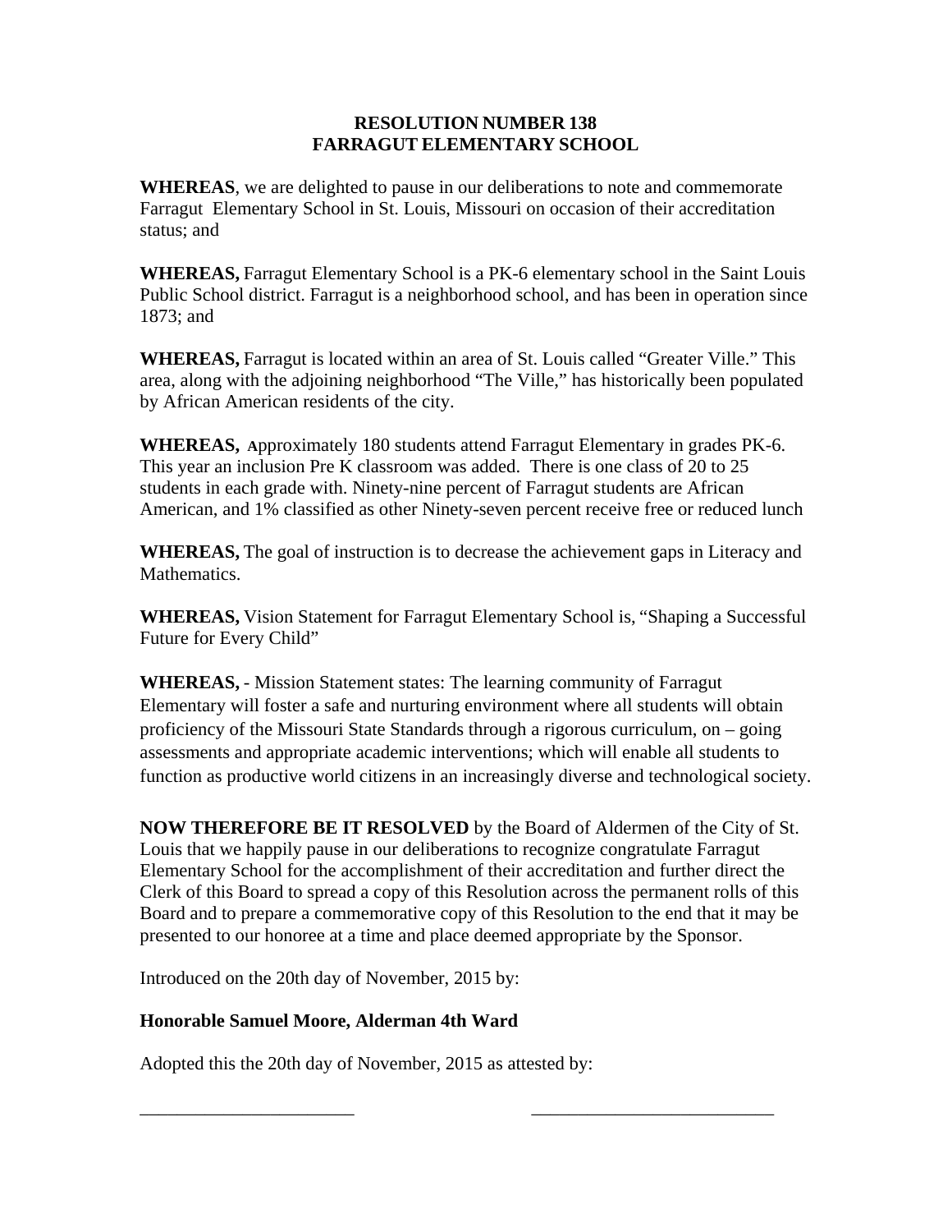**RESOLUTION NUMBER 138**
**FARRAGUT ELEMENTARY SCHOOL**

**WHEREAS**, we are delighted to pause in our deliberations to note and commemorate Farragut Elementary School in St. Louis, Missouri on occasion of their accreditation status; and

**WHEREAS,** Farragut Elementary School is a PK-6 elementary school in the Saint Louis Public School district. Farragut is a neighborhood school, and has been in operation since 1873; and

**WHEREAS,** Farragut is located within an area of St. Louis called "Greater Ville." This area, along with the adjoining neighborhood "The Ville," has historically been populated by African American residents of the city.

**WHEREAS,** Approximately 180 students attend Farragut Elementary in grades PK-6. This year an inclusion Pre K classroom was added. There is one class of 20 to 25 students in each grade with. Ninety-nine percent of Farragut students are African American, and 1% classified as other Ninety-seven percent receive free or reduced lunch

**WHEREAS,** The goal of instruction is to decrease the achievement gaps in Literacy and Mathematics.

**WHEREAS,** Vision Statement for Farragut Elementary School is, "Shaping a Successful Future for Every Child"

**WHEREAS,** - Mission Statement states: The learning community of Farragut Elementary will foster a safe and nurturing environment where all students will obtain proficiency of the Missouri State Standards through a rigorous curriculum, on – going assessments and appropriate academic interventions; which will enable all students to function as productive world citizens in an increasingly diverse and technological society.

**NOW THEREFORE BE IT RESOLVED** by the Board of Aldermen of the City of St. Louis that we happily pause in our deliberations to recognize congratulate Farragut Elementary School for the accomplishment of their accreditation and further direct the Clerk of this Board to spread a copy of this Resolution across the permanent rolls of this Board and to prepare a commemorative copy of this Resolution to the end that it may be presented to our honoree at a time and place deemed appropriate by the Sponsor.

Introduced on the 20th day of November, 2015 by:

**Honorable Samuel Moore, Alderman 4th Ward**

Adopted this the 20th day of November, 2015 as attested by:

\_\_\_\_\_\_\_\_\_\_\_\_\_\_\_\_\_\_\_\_\_\_\_\_ \_\_\_\_\_\_\_\_\_\_\_\_\_\_\_\_\_\_\_\_\_\_\_\_\_\_\_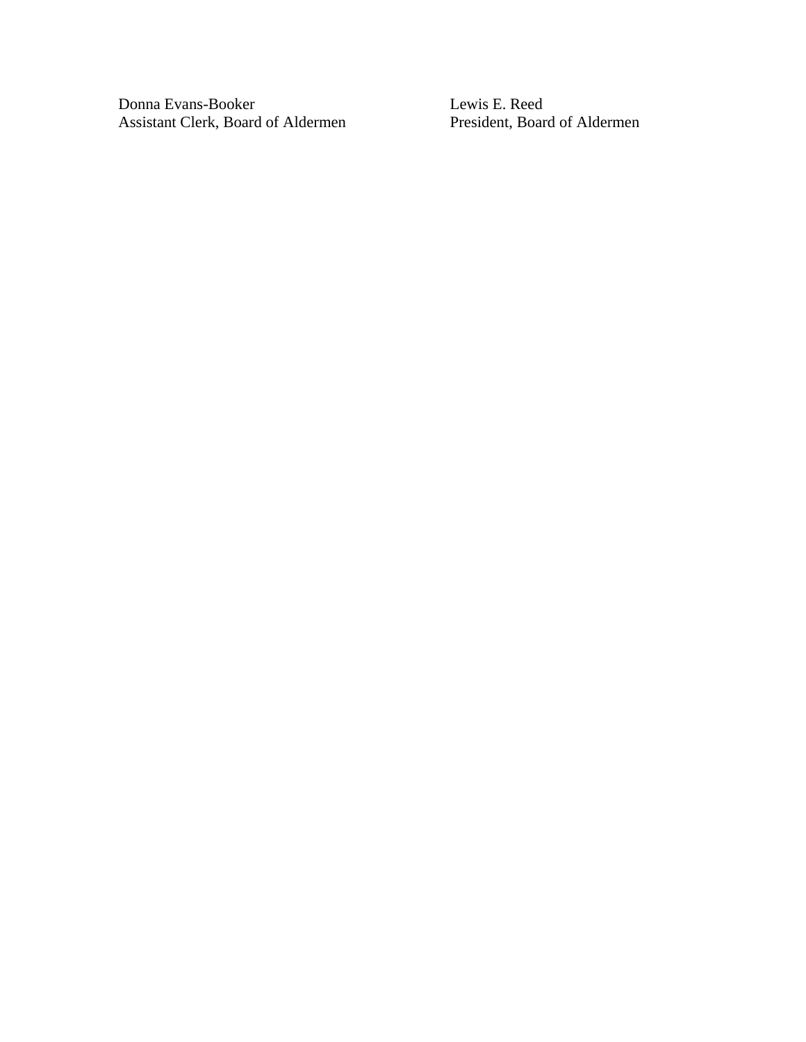| | |
|---|---|
| Donna Evans-Booker | Lewis E. Reed |
| Assistant Clerk, Board of Aldermen | President, Board of Aldermen |